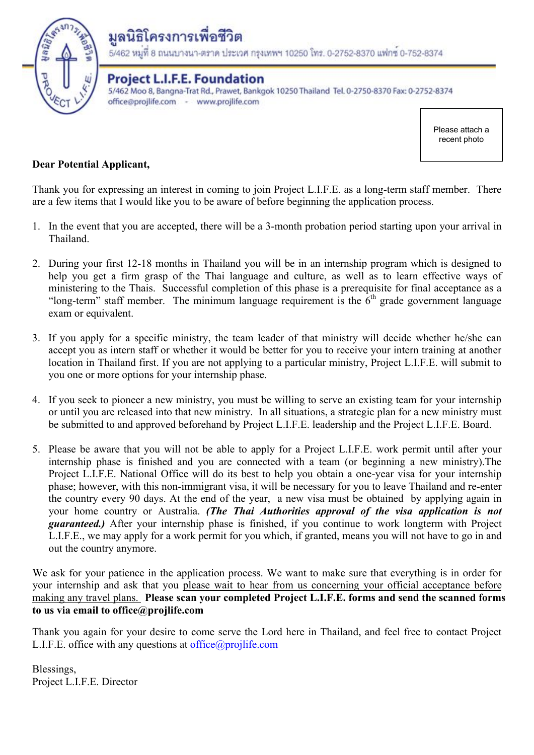มูลนิธิโครงการเพื่อชีวิต

5/462 หมู่ที่ 8 ถนนบางนา-ตราด ประเวศ กรุงเทพฯ 10250 โทร. 0-2752-8370 แฟกซ์ 0-752-8374

**Project L.I.F.E. Foundation**

5/462 Moo 8, Bangna-Trat Rd., Prawet, Bankgok 10250 Thailand Tel. 0-2750-8370 Fax: 0-2752-8374

office@projlife.com - www.projlife.com

Please attach a recent photo

**Dear Potential Applicant,**

Thank you for expressing an interest in coming to join Project L.I.F.E. as a long-term staff member. There are a few items that I would like you to be aware of before beginning the application process.

1. In the event that you are accepted, there will be a 3-month probation period starting upon your arrival in Thailand.

2. During your first 12-18 months in Thailand you will be in an internship program which is designed to help you get a firm grasp of the Thai language and culture, as well as to learn effective ways of ministering to the Thais. Successful completion of this phase is a prerequisite for final acceptance as a "long-term" staff member. The minimum language requirement is the 6th grade government language exam or equivalent.

3. If you apply for a specific ministry, the team leader of that ministry will decide whether he/she can accept you as intern staff or whether it would be better for you to receive your intern training at another location in Thailand first. If you are not applying to a particular ministry, Project L.I.F.E. will submit to you one or more options for your internship phase.

4. If you seek to pioneer a new ministry, you must be willing to serve an existing team for your internship or until you are released into that new ministry. In all situations, a strategic plan for a new ministry must be submitted to and approved beforehand by Project L.I.F.E. leadership and the Project L.I.F.E. Board.

5. Please be aware that you will not be able to apply for a Project L.I.F.E. work permit until after your internship phase is finished and you are connected with a team (or beginning a new ministry).The Project L.I.F.E. National Office will do its best to help you obtain a one-year visa for your internship phase; however, with this non-immigrant visa, it will be necessary for you to leave Thailand and re-enter the country every 90 days. At the end of the year, a new visa must be obtained by applying again in your home country or Australia. ***(The Thai Authorities approval of the visa application is not guaranteed.)*** After your internship phase is finished, if you continue to work longterm with Project L.I.F.E., we may apply for a work permit for you which, if granted, means you will not have to go in and out the country anymore.

We ask for your patience in the application process. We want to make sure that everything is in order for your internship and ask that you please wait to hear from us concerning your official acceptance before making any travel plans. **Please scan your completed Project L.I.F.E. forms and send the scanned forms to us via email to office@projlife.com**

Thank you again for your desire to come serve the Lord here in Thailand, and feel free to contact Project L.I.F.E. office with any questions at office@projlife.com

Blessings,
Project L.I.F.E. Director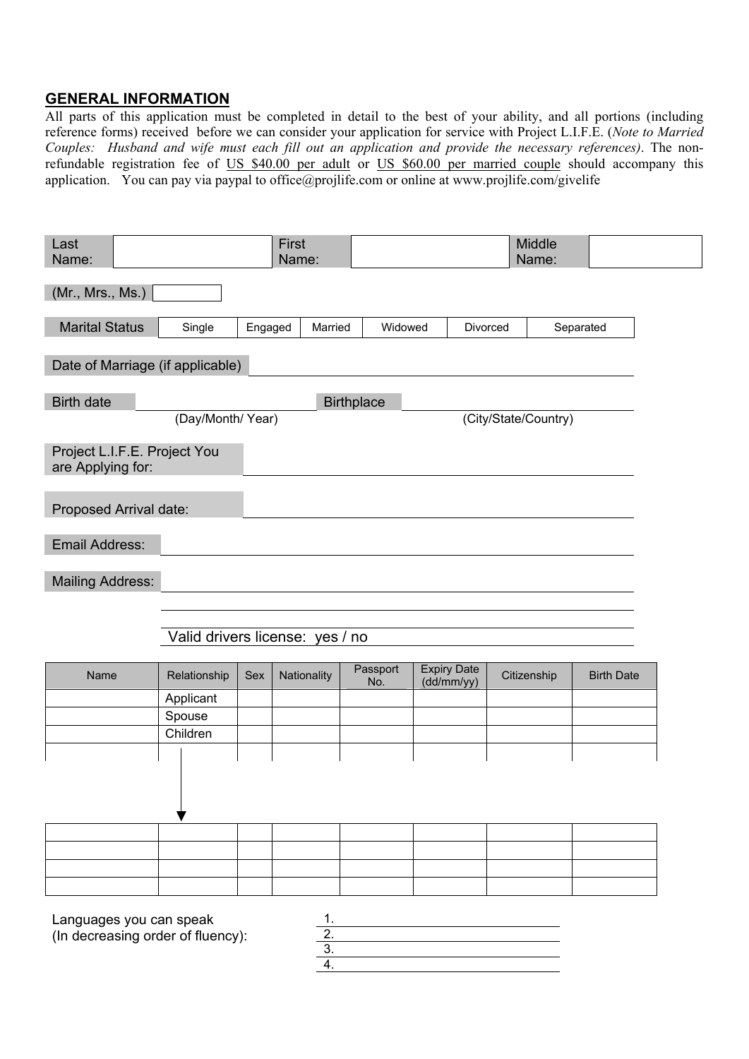## GENERAL INFORMATION

All parts of this application must be completed in detail to the best of your ability, and all portions (including reference forms) received before we can consider your application for service with Project L.I.F.E. (*Note to Married Couples: Husband and wife must each fill out an application and provide the necessary references)*. The non-refundable registration fee of US $40.00 per adult or US $60.00 per married couple should accompany this application. You can pay via paypal to office@projlife.com or online at www.projlife.com/givelife

| Last Name: | | First Name: | | Middle Name: | |
|---|---|---|---|---|---|

(Mr., Mrs., Ms.) ______

| Marital Status | Single | Engaged | Married | Widowed | Divorced | Separated |
|---|---|---|---|---|---|---|

Date of Marriage (if applicable) ____________________

Birth date ____________________ (Day/Month/ Year) Birthplace ____________________ (City/State/Country)

Project L.I.F.E. Project You are Applying for: ____________________

Proposed Arrival date: ____________________

Email Address: ____________________

Mailing Address: ____________________

____________________

____________________

Valid drivers license: yes / no

| Name | Relationship | Sex | Nationality | Passport No. | Expiry Date (dd/mm/yy) | Citizenship | Birth Date |
|---|---|---|---|---|---|---|---|
| | Applicant | | | | | | |
| | Spouse | | | | | | |
| | Children | | | | | | |
| | | | | | | | |
| | | | | | | | |
| | | | | | | | |
| | | | | | | | |
| | | | | | | | |

Languages you can speak (In decreasing order of fluency):

1. ____________________
2. ____________________
3. ____________________
4. ____________________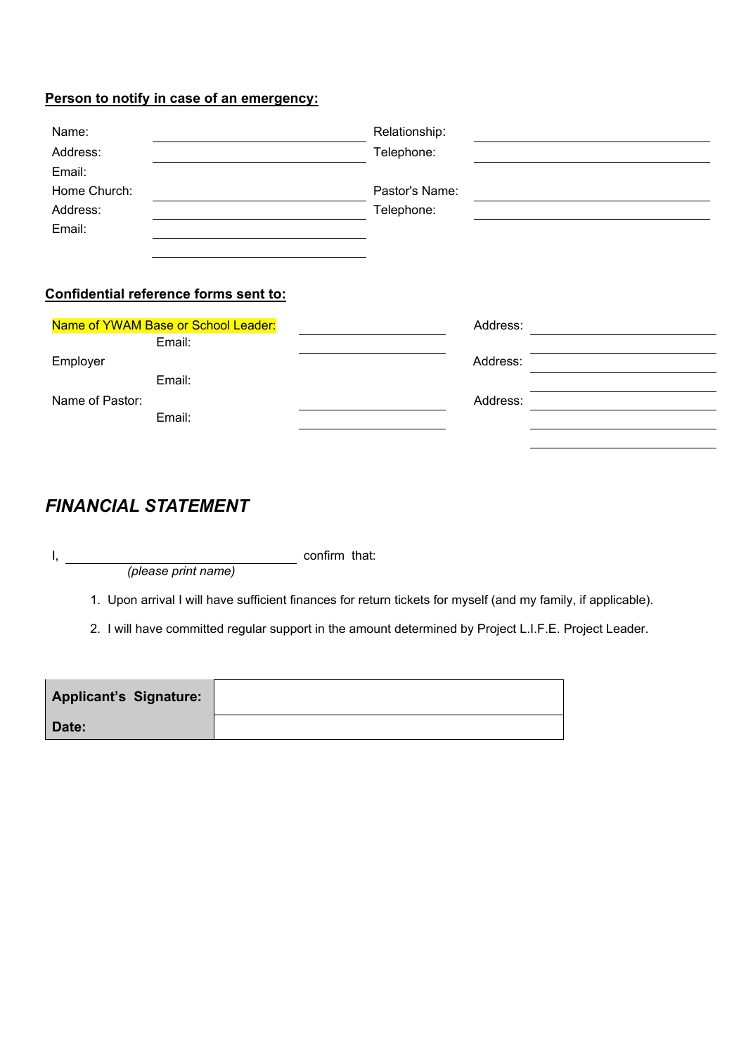**<u>Person to notify in case of an emergency:</u>**

Name: ____________________ Relationship: ____________________

Address: ____________________ Telephone: ____________________

Email:

Home Church: ____________________ Pastor's Name: ____________________

Address: ____________________ Telephone: ____________________

Email: ____________________

____________________

**<u>Confidential reference forms sent to:</u>**

Name of YWAM Base or School Leader: ____________________ Address: ____________________

Email: ____________________ ____________________

Employer Address: ____________________

Email: ____________________

Name of Pastor: ____________________ Address: ____________________

Email: ____________________ ____________________

____________________

## *FINANCIAL STATEMENT*

I, ______________________________ confirm that:
*(please print name)*

1. Upon arrival I will have sufficient finances for return tickets for myself (and my family, if applicable).
2. I will have committed regular support in the amount determined by Project L.I.F.E. Project Leader.

| **Applicant's Signature:** | |
|---|---|
| **Date:** | |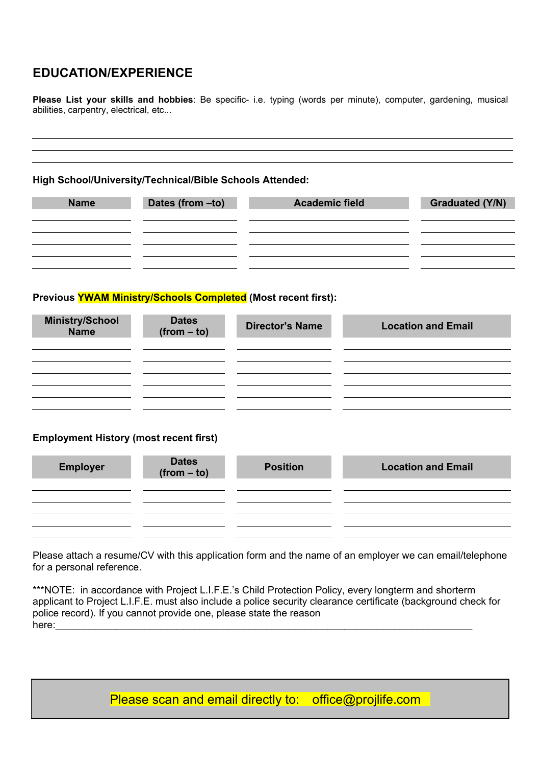## EDUCATION/EXPERIENCE

**Please List your skills and hobbies**: Be specific- i.e. typing (words per minute), computer, gardening, musical abilities, carpentry, electrical, etc...

______________________________________________________________________________

______________________________________________________________________________

______________________________________________________________________________

**High School/University/Technical/Bible Schools Attended:**

| Name | Dates (from –to) | Academic field | Graduated (Y/N) |
|---|---|---|---|
| | | | |
| | | | |
| | | | |
| | | | |
| | | | |

**Previous YWAM Ministry/Schools Completed (Most recent first):**

| Ministry/School Name | Dates (from – to) | Director's Name | Location and Email |
|---|---|---|---|
| | | | |
| | | | |
| | | | |
| | | | |
| | | | |
| | | | |

**Employment History (most recent first)**

| Employer | Dates (from – to) | Position | Location and Email |
|---|---|---|---|
| | | | |
| | | | |
| | | | |
| | | | |
| | | | |

Please attach a resume/CV with this application form and the name of an employer we can email/telephone for a personal reference.

***NOTE: in accordance with Project L.I.F.E.'s Child Protection Policy, every longterm and shorterm applicant to Project L.I.F.E. must also include a police security clearance certificate (background check for police record). If you cannot provide one, please state the reason here:_______________________________________________________________________________

Please scan and email directly to: office@projlife.com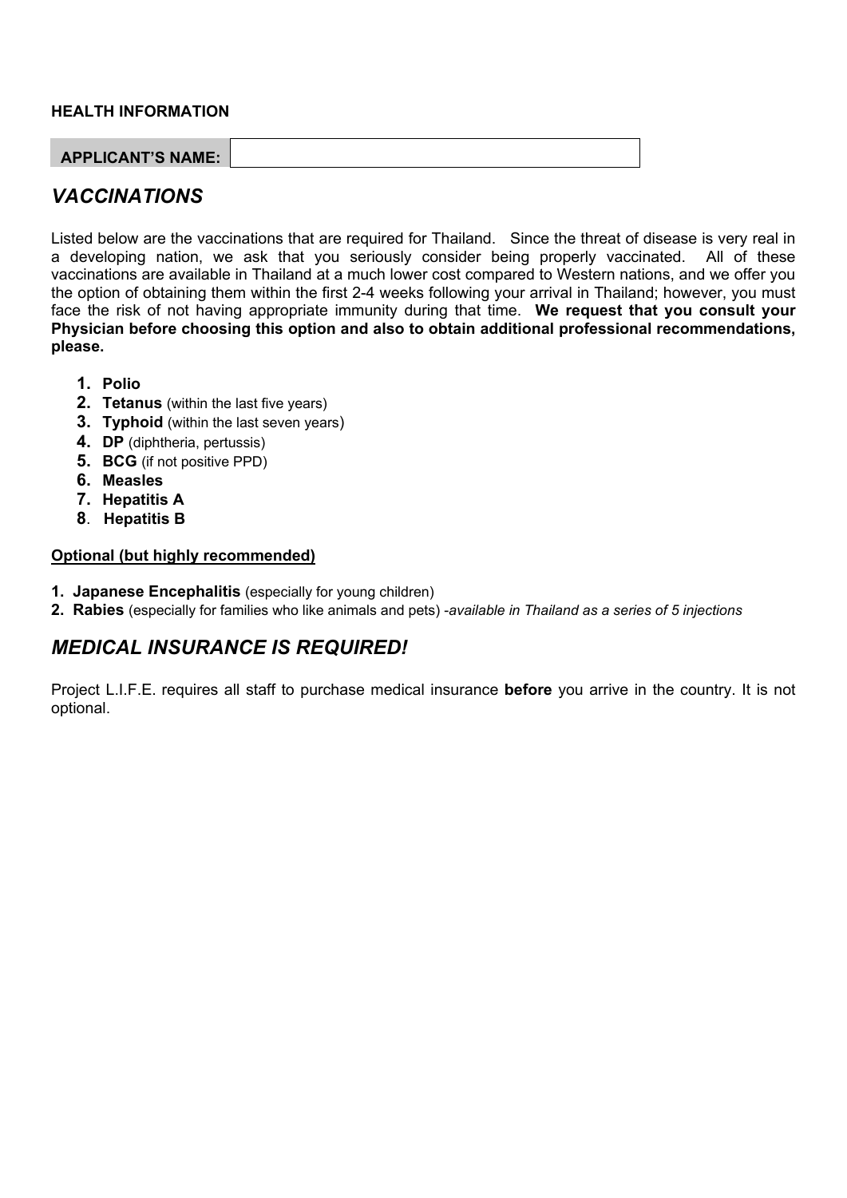**HEALTH INFORMATION**

| APPLICANT'S NAME: | |
|---|---|

## *VACCINATIONS*

Listed below are the vaccinations that are required for Thailand. Since the threat of disease is very real in a developing nation, we ask that you seriously consider being properly vaccinated. All of these vaccinations are available in Thailand at a much lower cost compared to Western nations, and we offer you the option of obtaining them within the first 2-4 weeks following your arrival in Thailand; however, you must face the risk of not having appropriate immunity during that time. **We request that you consult your Physician before choosing this option and also to obtain additional professional recommendations, please.**

1. **Polio**
2. **Tetanus** (within the last five years)
3. **Typhoid** (within the last seven years)
4. **DP** (diphtheria, pertussis)
5. **BCG** (if not positive PPD)
6. **Measles**
7. **Hepatitis A**
8. **Hepatitis B**

**Optional (but highly recommended)**

1. **Japanese Encephalitis** (especially for young children)
2. **Rabies** (especially for families who like animals and pets) -*available in Thailand as a series of 5 injections*

## *MEDICAL INSURANCE IS REQUIRED!*

Project L.I.F.E. requires all staff to purchase medical insurance **before** you arrive in the country. It is not optional.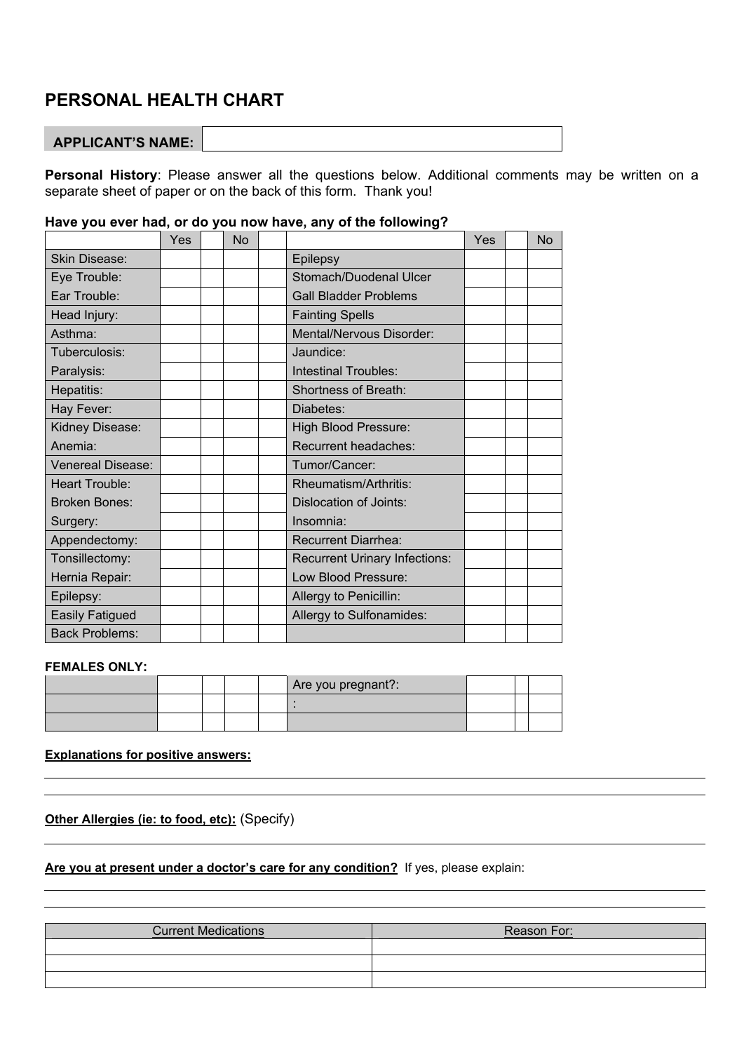# PERSONAL HEALTH CHART

| APPLICANT'S NAME: | |
|---|---|

**Personal History**: Please answer all the questions below. Additional comments may be written on a separate sheet of paper or on the back of this form. Thank you!

**Have you ever had, or do you now have, any of the following?**

| | Yes | | No | | | Yes | | No |
|---|---|---|---|---|---|---|---|---|
| Skin Disease: | | | | | Epilepsy | | | |
| Eye Trouble: | | | | | Stomach/Duodenal Ulcer | | | |
| Ear Trouble: | | | | | Gall Bladder Problems | | | |
| Head Injury: | | | | | Fainting Spells | | | |
| Asthma: | | | | | Mental/Nervous Disorder: | | | |
| Tuberculosis: | | | | | Jaundice: | | | |
| Paralysis: | | | | | Intestinal Troubles: | | | |
| Hepatitis: | | | | | Shortness of Breath: | | | |
| Hay Fever: | | | | | Diabetes: | | | |
| Kidney Disease: | | | | | High Blood Pressure: | | | |
| Anemia: | | | | | Recurrent headaches: | | | |
| Venereal Disease: | | | | | Tumor/Cancer: | | | |
| Heart Trouble: | | | | | Rheumatism/Arthritis: | | | |
| Broken Bones: | | | | | Dislocation of Joints: | | | |
| Surgery: | | | | | Insomnia: | | | |
| Appendectomy: | | | | | Recurrent Diarrhea: | | | |
| Tonsillectomy: | | | | | Recurrent Urinary Infections: | | | |
| Hernia Repair: | | | | | Low Blood Pressure: | | | |
| Epilepsy: | | | | | Allergy to Penicillin: | | | |
| Easily Fatigued | | | | | Allergy to Sulfonamides: | | | |
| Back Problems: | | | | | | | | |

**FEMALES ONLY:**

| | | | | | | | | |
|---|---|---|---|---|---|---|---|---|
| | | | | | Are you pregnant?: | | | |
| | | | | | : | | | |
| | | | | | | | | |

**Explanations for positive answers:**

______________________________________________

______________________________________________

**Other Allergies (ie: to food, etc):** (Specify)

______________________________________________

**Are you at present under a doctor's care for any condition?** If yes, please explain:

______________________________________________

______________________________________________

| Current Medications | Reason For: |
|---|---|
| | |
| | |
| | |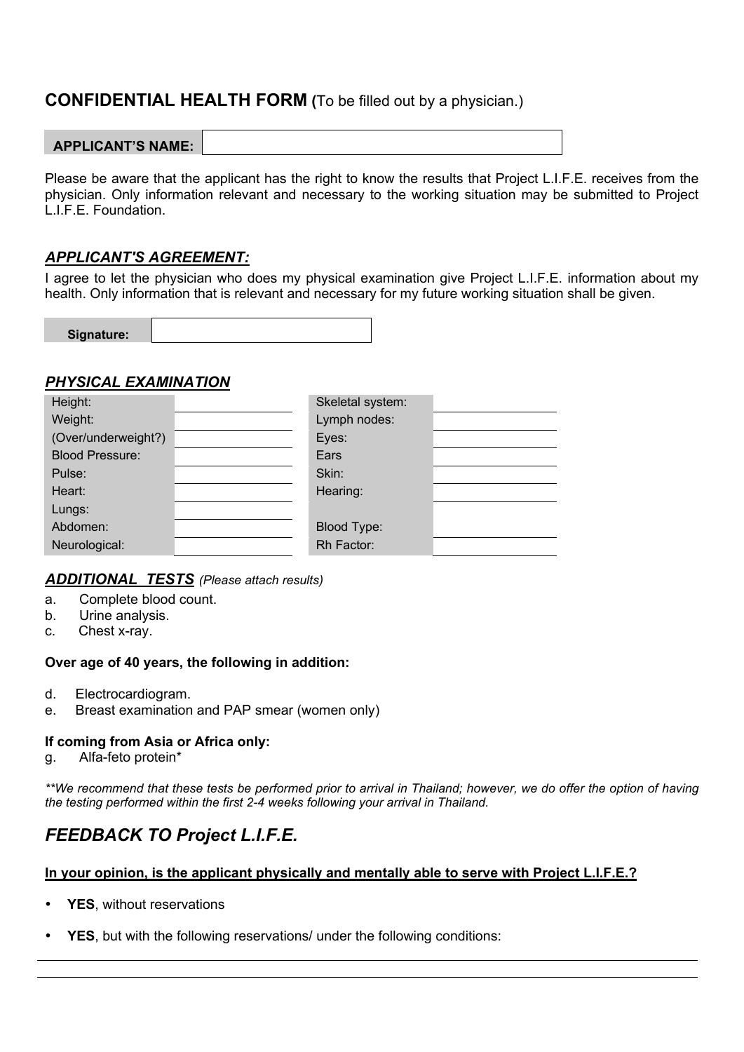## CONFIDENTIAL HEALTH FORM (To be filled out by a physician.)

| **APPLICANT'S NAME:** | |
|---|---|

Please be aware that the applicant has the right to know the results that Project L.I.F.E. receives from the physician. Only information relevant and necessary to the working situation may be submitted to Project L.I.F.E. Foundation.

### *APPLICANT'S AGREEMENT:*

I agree to let the physician who does my physical examination give Project L.I.F.E. information about my health. Only information that is relevant and necessary for my future working situation shall be given.

| **Signature:** | |
|---|---|

### *PHYSICAL EXAMINATION*

| Height: | | Skeletal system: | |
|---|---|---|---|
| Weight: | | Lymph nodes: | |
| (Over/underweight?) | | Eyes: | |
| Blood Pressure: | | Ears | |
| Pulse: | | Skin: | |
| Heart: | | Hearing: | |
| Lungs: | | | |
| Abdomen: | | Blood Type: | |
| Neurological: | | Rh Factor: | |

### *ADDITIONAL TESTS* *(Please attach results)*

a. Complete blood count.
b. Urine analysis.
c. Chest x-ray.

**Over age of 40 years, the following in addition:**

d. Electrocardiogram.
e. Breast examination and PAP smear (women only)

**If coming from Asia or Africa only:**
g. Alfa-feto protein*

*\*\*We recommend that these tests be performed prior to arrival in Thailand; however, we do offer the option of having the testing performed within the first 2-4 weeks following your arrival in Thailand.*

## *FEEDBACK TO Project L.I.F.E.*

**In your opinion, is the applicant physically and mentally able to serve with Project L.I.F.E.?**

- **YES**, without reservations
- **YES**, but with the following reservations/ under the following conditions:

---

---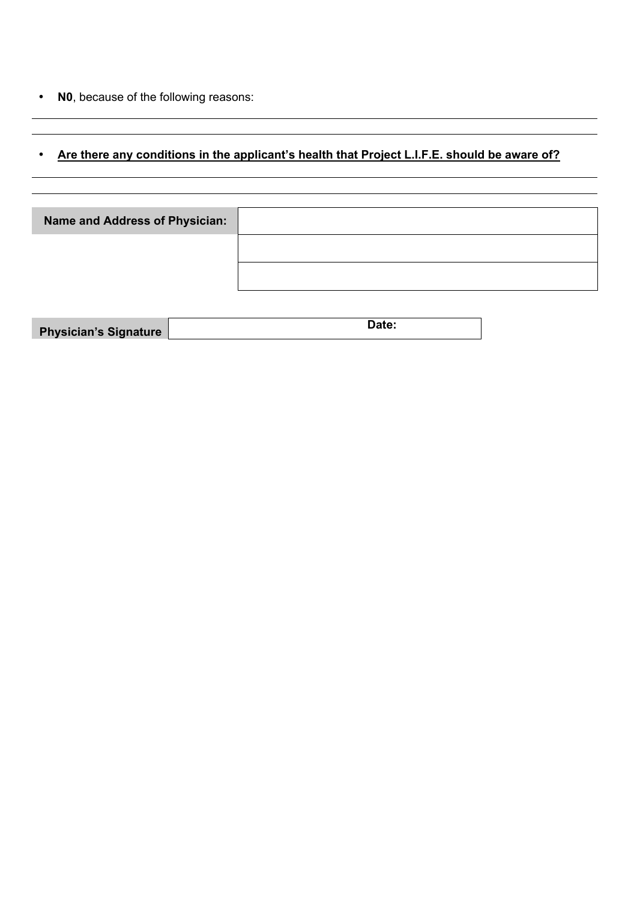- **N0**, because of the following reasons:

---

---

- **<u>Are there any conditions in the applicant's health that Project L.I.F.E. should be aware of?</u>**

---

---

| **Name and Address of Physician:** | |
| --- | --- |
| | |
| | |

| **Physician's Signature** | | **Date:** |
| --- | --- | --- |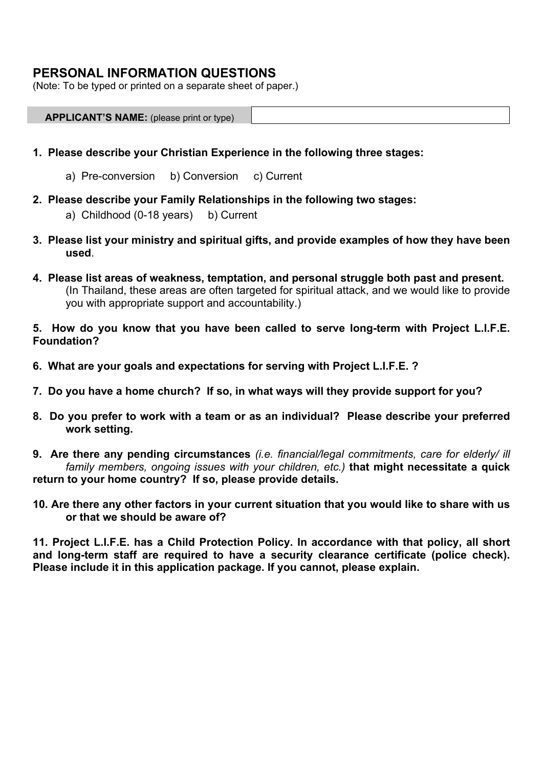## PERSONAL INFORMATION QUESTIONS

(Note: To be typed or printed on a separate sheet of paper.)

| **APPLICANT'S NAME:** (please print or type) | |
|---|---|

1. **Please describe your Christian Experience in the following three stages:**

   a) Pre-conversion  b) Conversion  c) Current

2. **Please describe your Family Relationships in the following two stages:**

   a) Childhood (0-18 years)  b) Current

3. **Please list your ministry and spiritual gifts, and provide examples of how they have been used**.

4. **Please list areas of weakness, temptation, and personal struggle both past and present.** (In Thailand, these areas are often targeted for spiritual attack, and we would like to provide you with appropriate support and accountability.)

5. **How do you know that you have been called to serve long-term with Project L.I.F.E. Foundation?**

6. **What are your goals and expectations for serving with Project L.I.F.E. ?**

7. **Do you have a home church? If so, in what ways will they provide support for you?**

8. **Do you prefer to work with a team or as an individual? Please describe your preferred work setting.**

9. **Are there any pending circumstances** *(i.e. financial/legal commitments, care for elderly/ ill family members, ongoing issues with your children, etc.)* **that might necessitate a quick return to your home country? If so, please provide details.**

10. **Are there any other factors in your current situation that you would like to share with us or that we should be aware of?**

11. **Project L.I.F.E. has a Child Protection Policy. In accordance with that policy, all short and long-term staff are required to have a security clearance certificate (police check). Please include it in this application package. If you cannot, please explain.**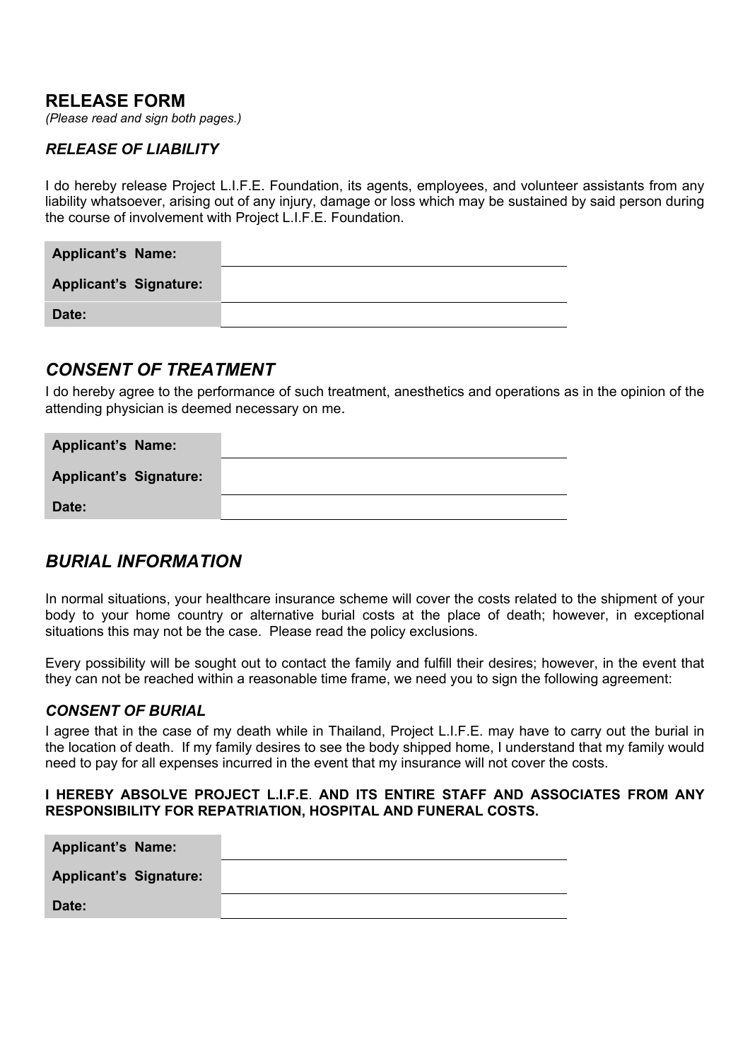## RELEASE FORM

*(Please read and sign both pages.)*

### *RELEASE OF LIABILITY*

I do hereby release Project L.I.F.E. Foundation, its agents, employees, and volunteer assistants from any liability whatsoever, arising out of any injury, damage or loss which may be sustained by said person during the course of involvement with Project L.I.F.E. Foundation.

| | |
|---|---|
| **Applicant's Name:** | |
| **Applicant's Signature:** | |
| **Date:** | |

## *CONSENT OF TREATMENT*

I do hereby agree to the performance of such treatment, anesthetics and operations as in the opinion of the attending physician is deemed necessary on me.

| | |
|---|---|
| **Applicant's Name:** | |
| **Applicant's Signature:** | |
| **Date:** | |

## *BURIAL INFORMATION*

In normal situations, your healthcare insurance scheme will cover the costs related to the shipment of your body to your home country or alternative burial costs at the place of death; however, in exceptional situations this may not be the case. Please read the policy exclusions.

Every possibility will be sought out to contact the family and fulfill their desires; however, in the event that they can not be reached within a reasonable time frame, we need you to sign the following agreement:

### *CONSENT OF BURIAL*

I agree that in the case of my death while in Thailand, Project L.I.F.E. may have to carry out the burial in the location of death. If my family desires to see the body shipped home, I understand that my family would need to pay for all expenses incurred in the event that my insurance will not cover the costs.

**I HEREBY ABSOLVE PROJECT L.I.F.E. AND ITS ENTIRE STAFF AND ASSOCIATES FROM ANY RESPONSIBILITY FOR REPATRIATION, HOSPITAL AND FUNERAL COSTS.**

| | |
|---|---|
| **Applicant's Name:** | |
| **Applicant's Signature:** | |
| **Date:** | |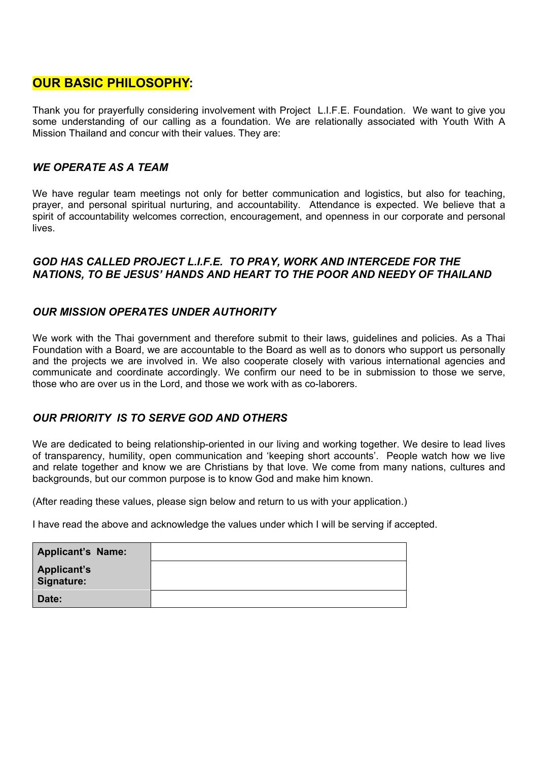## OUR BASIC PHILOSOPHY:

Thank you for prayerfully considering involvement with Project L.I.F.E. Foundation. We want to give you some understanding of our calling as a foundation. We are relationally associated with Youth With A Mission Thailand and concur with their values. They are:

### *WE OPERATE AS A TEAM*

We have regular team meetings not only for better communication and logistics, but also for teaching, prayer, and personal spiritual nurturing, and accountability. Attendance is expected. We believe that a spirit of accountability welcomes correction, encouragement, and openness in our corporate and personal lives.

### *GOD HAS CALLED PROJECT L.I.F.E. TO PRAY, WORK AND INTERCEDE FOR THE NATIONS, TO BE JESUS' HANDS AND HEART TO THE POOR AND NEEDY OF THAILAND*

### *OUR MISSION OPERATES UNDER AUTHORITY*

We work with the Thai government and therefore submit to their laws, guidelines and policies. As a Thai Foundation with a Board, we are accountable to the Board as well as to donors who support us personally and the projects we are involved in. We also cooperate closely with various international agencies and communicate and coordinate accordingly. We confirm our need to be in submission to those we serve, those who are over us in the Lord, and those we work with as co-laborers.

### *OUR PRIORITY IS TO SERVE GOD AND OTHERS*

We are dedicated to being relationship-oriented in our living and working together. We desire to lead lives of transparency, humility, open communication and 'keeping short accounts'. People watch how we live and relate together and know we are Christians by that love. We come from many nations, cultures and backgrounds, but our common purpose is to know God and make him known.

(After reading these values, please sign below and return to us with your application.)

I have read the above and acknowledge the values under which I will be serving if accepted.

| | |
|---|---|
| **Applicant's Name:** | |
| **Applicant's Signature:** | |
| **Date:** | |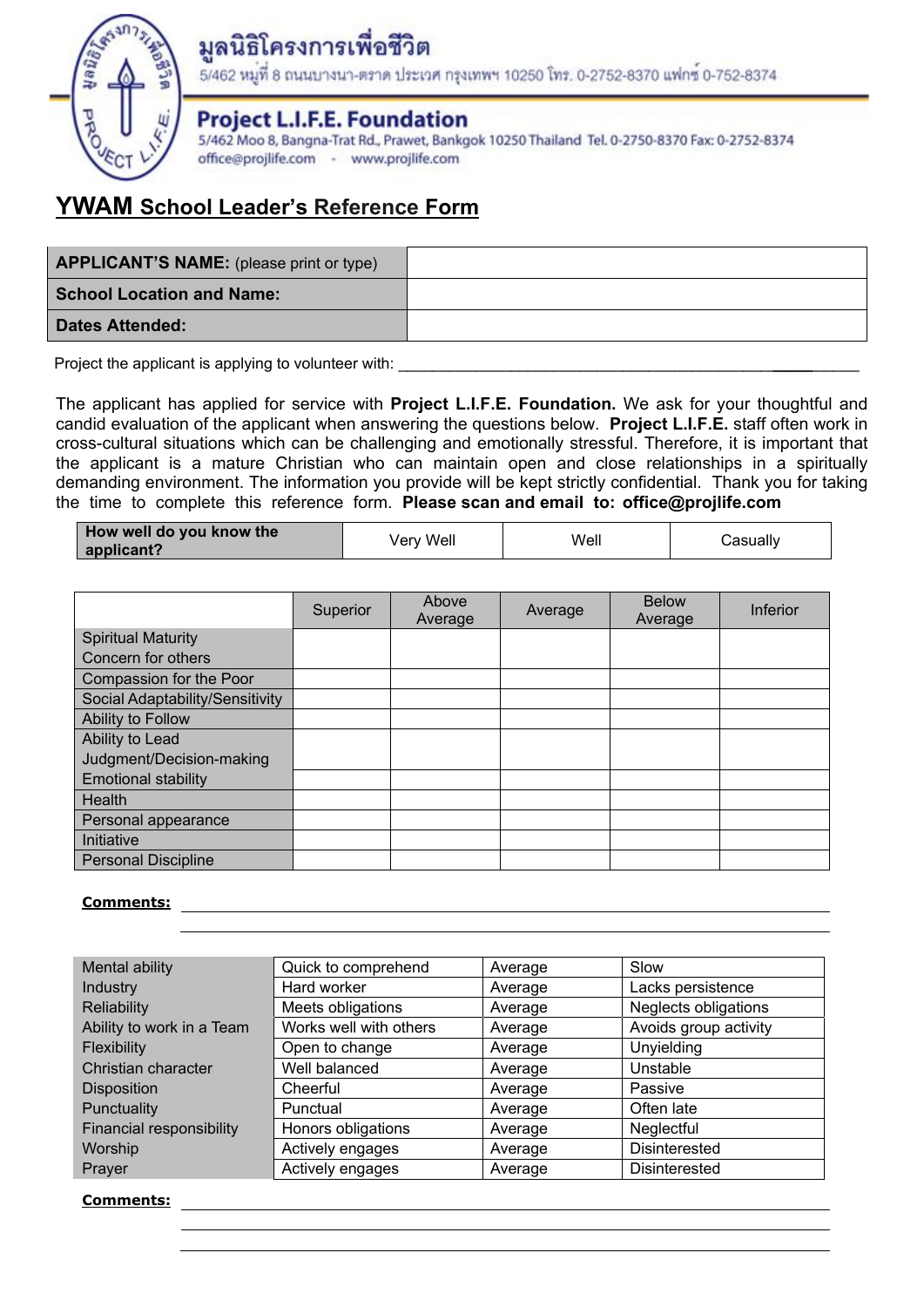มูลนิธิโครงการเพื่อชีวิต

5/462 หมู่ที่ 8 ถนนบางนา-ตราด ประเวศ กรุงเทพฯ 10250 โทร. 0-2752-8370 แฟกซ์ 0-752-8374

**Project L.I.F.E. Foundation**

5/462 Moo 8, Bangna-Trat Rd., Prawet, Bankgok 10250 Thailand Tel. 0-2750-8370 Fax: 0-2752-8374

office@projlife.com - www.projlife.com

# YWAM School Leader's Reference Form

| | |
|---|---|
| **APPLICANT'S NAME:** (please print or type) | |
| **School Location and Name:** | |
| **Dates Attended:** | |

Project the applicant is applying to volunteer with: ______________________________________________

The applicant has applied for service with **Project L.I.F.E. Foundation.** We ask for your thoughtful and candid evaluation of the applicant when answering the questions below. **Project L.I.F.E.** staff often work in cross-cultural situations which can be challenging and emotionally stressful. Therefore, it is important that the applicant is a mature Christian who can maintain open and close relationships in a spiritually demanding environment. The information you provide will be kept strictly confidential. Thank you for taking the time to complete this reference form. **Please scan and email to: office@projlife.com**

| **How well do you know the applicant?** | Very Well | Well | Casually |
|---|---|---|---|

| | Superior | Above Average | Average | Below Average | Inferior |
|---|---|---|---|---|---|
| Spiritual Maturity | | | | | |
| Concern for others | | | | | |
| Compassion for the Poor | | | | | |
| Social Adaptability/Sensitivity | | | | | |
| Ability to Follow | | | | | |
| Ability to Lead | | | | | |
| Judgment/Decision-making | | | | | |
| Emotional stability | | | | | |
| Health | | | | | |
| Personal appearance | | | | | |
| Initiative | | | | | |
| Personal Discipline | | | | | |

**Comments:** ______________________________________________

______________________________________________

| | | | |
|---|---|---|---|
| Mental ability | Quick to comprehend | Average | Slow |
| Industry | Hard worker | Average | Lacks persistence |
| Reliability | Meets obligations | Average | Neglects obligations |
| Ability to work in a Team | Works well with others | Average | Avoids group activity |
| Flexibility | Open to change | Average | Unyielding |
| Christian character | Well balanced | Average | Unstable |
| Disposition | Cheerful | Average | Passive |
| Punctuality | Punctual | Average | Often late |
| Financial responsibility | Honors obligations | Average | Neglectful |
| Worship | Actively engages | Average | Disinterested |
| Prayer | Actively engages | Average | Disinterested |

**Comments:** ______________________________________________

______________________________________________

______________________________________________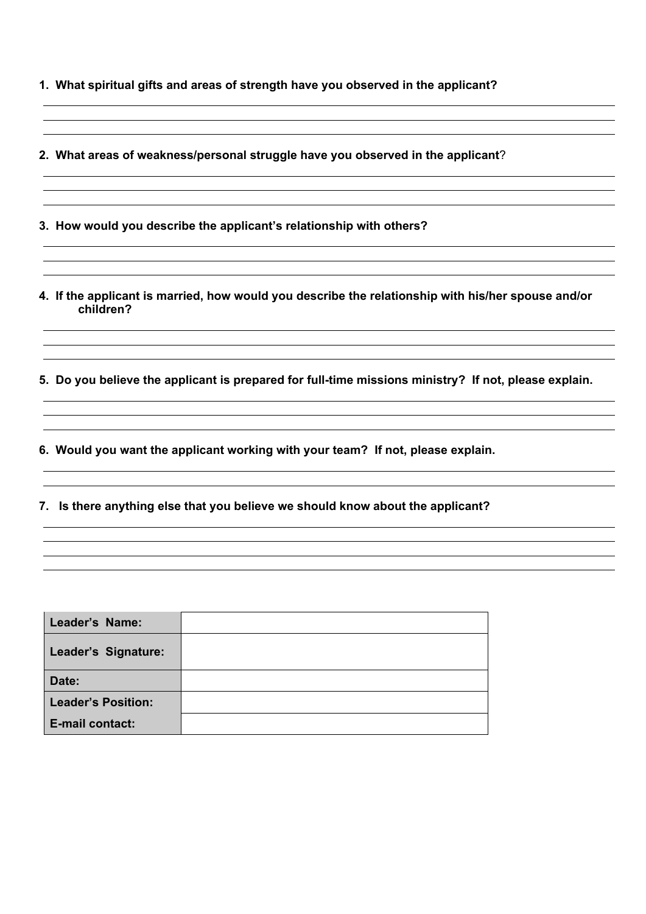**1. What spiritual gifts and areas of strength have you observed in the applicant?**

**2. What areas of weakness/personal struggle have you observed in the applicant**?

**3. How would you describe the applicant's relationship with others?**

**4. If the applicant is married, how would you describe the relationship with his/her spouse and/or children?**

**5. Do you believe the applicant is prepared for full-time missions ministry? If not, please explain.**

**6. Would you want the applicant working with your team? If not, please explain.**

**7. Is there anything else that you believe we should know about the applicant?**

| | |
|---|---|
| **Leader's Name:** | |
| **Leader's Signature:** | |
| **Date:** | |
| **Leader's Position:** | |
| **E-mail contact:** | |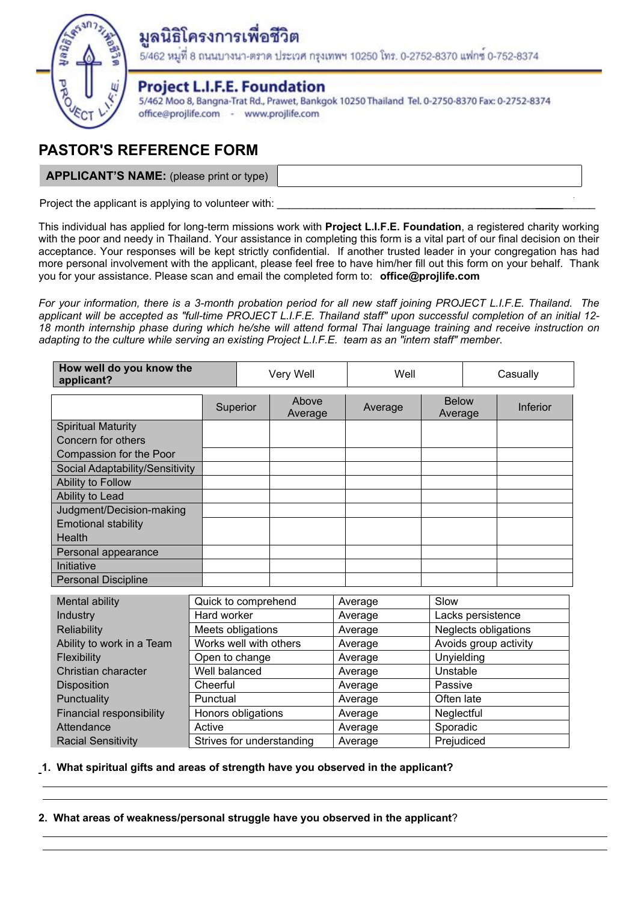มูลนิธิโครงการเพื่อชีวิต
5/462 หมู่ที่ 8 ถนนบางนา-ตราด ประเวศ กรุงเทพฯ 10250 โทร. 0-2752-8370 แฟกซ์ 0-752-8374

**Project L.I.F.E. Foundation**
5/462 Moo 8, Bangna-Trat Rd., Prawet, Bankgok 10250 Thailand Tel. 0-2750-8370 Fax: 0-2752-8374
office@projlife.com - www.projlife.com

# PASTOR'S REFERENCE FORM

| **APPLICANT'S NAME:** (please print or type) | |
|---|---|

Project the applicant is applying to volunteer with: ______________________________________________

This individual has applied for long-term missions work with **Project L.I.F.E. Foundation**, a registered charity working with the poor and needy in Thailand. Your assistance in completing this form is a vital part of our final decision on their acceptance. Your responses will be kept strictly confidential. If another trusted leader in your congregation has had more personal involvement with the applicant, please feel free to have him/her fill out this form on your behalf. Thank you for your assistance. Please scan and email the completed form to: **office@projlife.com**

*For your information, there is a 3-month probation period for all new staff joining PROJECT L.I.F.E. Thailand. The applicant will be accepted as "full-time PROJECT L.I.F.E. Thailand staff" upon successful completion of an initial 12-18 month internship phase during which he/she will attend formal Thai language training and receive instruction on adapting to the culture while serving an existing Project L.I.F.E. team as an "intern staff" member.*

| **How well do you know the applicant?** | Very Well | Well | Casually |
|---|---|---|---|

| | Superior | Above Average | Average | Below Average | Inferior |
|---|---|---|---|---|---|
| Spiritual Maturity | | | | | |
| Concern for others | | | | | |
| Compassion for the Poor | | | | | |
| Social Adaptability/Sensitivity | | | | | |
| Ability to Follow | | | | | |
| Ability to Lead | | | | | |
| Judgment/Decision-making | | | | | |
| Emotional stability | | | | | |
| Health | | | | | |
| Personal appearance | | | | | |
| Initiative | | | | | |
| Personal Discipline | | | | | |

| | | | |
|---|---|---|---|
| Mental ability | Quick to comprehend | Average | Slow |
| Industry | Hard worker | Average | Lacks persistence |
| Reliability | Meets obligations | Average | Neglects obligations |
| Ability to work in a Team | Works well with others | Average | Avoids group activity |
| Flexibility | Open to change | Average | Unyielding |
| Christian character | Well balanced | Average | Unstable |
| Disposition | Cheerful | Average | Passive |
| Punctuality | Punctual | Average | Often late |
| Financial responsibility | Honors obligations | Average | Neglectful |
| Attendance | Active | Average | Sporadic |
| Racial Sensitivity | Strives for understanding | Average | Prejudiced |

1. **What spiritual gifts and areas of strength have you observed in the applicant?**

______________________________________________

______________________________________________

2. **What areas of weakness/personal struggle have you observed in the applicant**?

______________________________________________

______________________________________________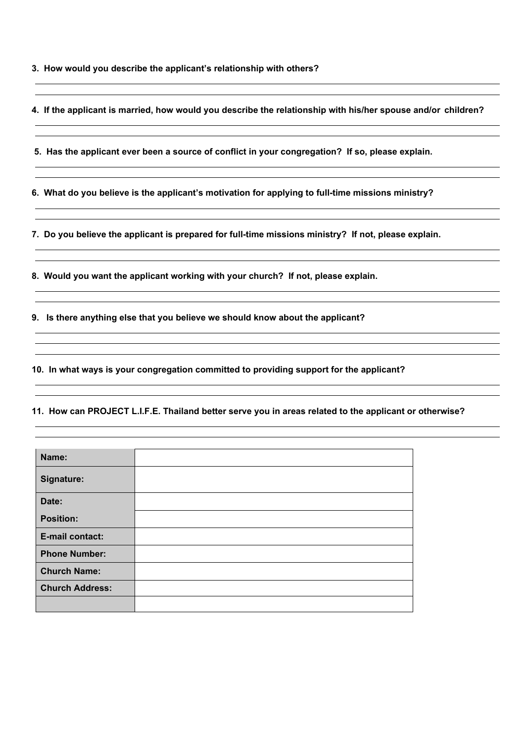**3. How would you describe the applicant's relationship with others?**

**4. If the applicant is married, how would you describe the relationship with his/her spouse and/or children?**

**5. Has the applicant ever been a source of conflict in your congregation? If so, please explain.**

**6. What do you believe is the applicant's motivation for applying to full-time missions ministry?**

**7. Do you believe the applicant is prepared for full-time missions ministry? If not, please explain.**

**8. Would you want the applicant working with your church? If not, please explain.**

**9. Is there anything else that you believe we should know about the applicant?**

**10. In what ways is your congregation committed to providing support for the applicant?**

**11. How can PROJECT L.I.F.E. Thailand better serve you in areas related to the applicant or otherwise?**

| **Name:** | |
|---|---|
| **Signature:** | |
| **Date:** | |
| **Position:** | |
| **E-mail contact:** | |
| **Phone Number:** | |
| **Church Name:** | |
| **Church Address:** | |
| | |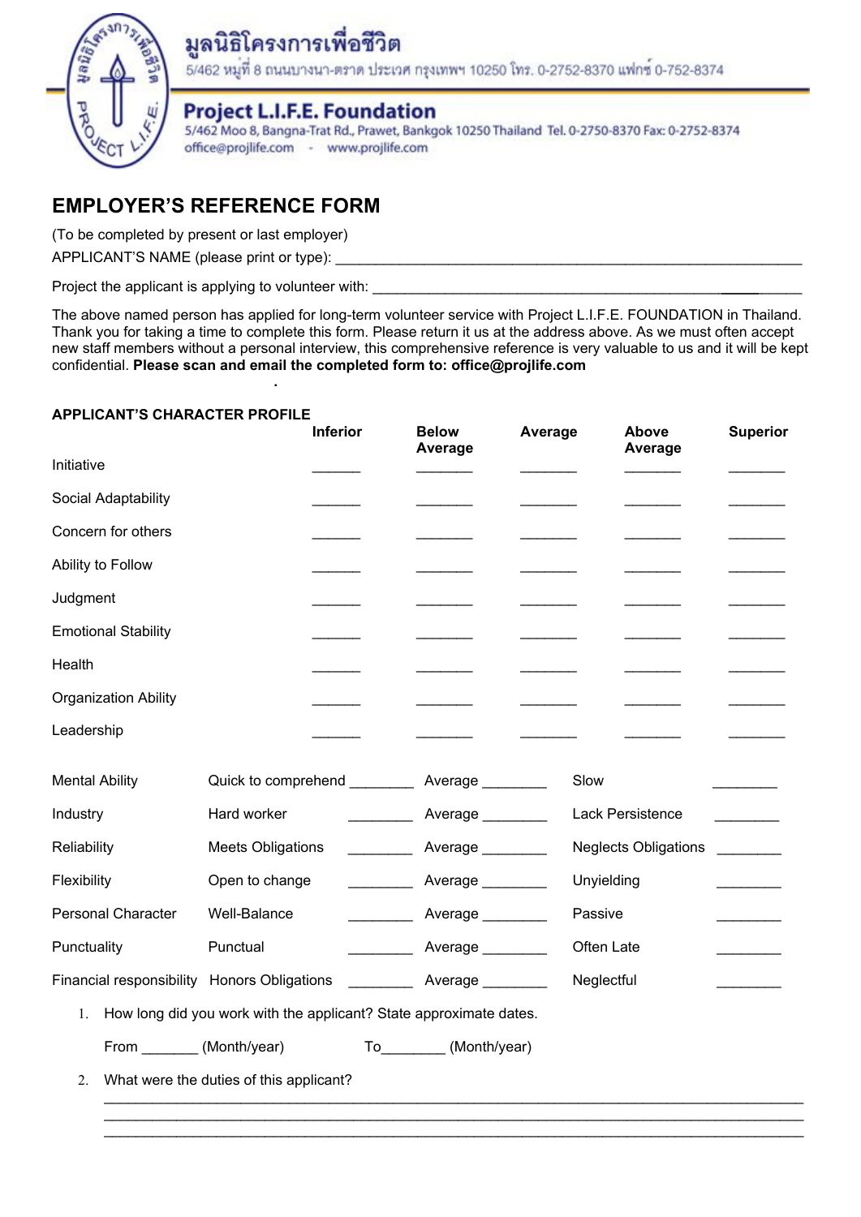มูลนิธิโครงการเพื่อชีวิต

5/462 หมู่ที่ 8 ถนนบางนา-ตราด ประเวศ กรุงเทพฯ 10250 โทร. 0-2752-8370 แฟกซ์ 0-752-8374

**Project L.I.F.E. Foundation**

5/462 Moo 8, Bangna-Trat Rd., Prawet, Bankgok 10250 Thailand Tel. 0-2750-8370 Fax: 0-2752-8374

office@projlife.com - www.projlife.com

# EMPLOYER'S REFERENCE FORM

(To be completed by present or last employer)

APPLICANT'S NAME (please print or type): ____________________________________________

Project the applicant is applying to volunteer with: ____________________________________________

The above named person has applied for long-term volunteer service with Project L.I.F.E. FOUNDATION in Thailand. Thank you for taking a time to complete this form. Please return it us at the address above. As we must often accept new staff members without a personal interview, this comprehensive reference is very valuable to us and it will be kept confidential. **Please scan and email the completed form to: office@projlife.com**

**APPLICANT'S CHARACTER PROFILE**

| | Inferior | Below Average | Average | Above Average | Superior |
|---|---|---|---|---|---|
| Initiative | ______ | ______ | ______ | ______ | ______ |
| Social Adaptability | ______ | ______ | ______ | ______ | ______ |
| Concern for others | ______ | ______ | ______ | ______ | ______ |
| Ability to Follow | ______ | ______ | ______ | ______ | ______ |
| Judgment | ______ | ______ | ______ | ______ | ______ |
| Emotional Stability | ______ | ______ | ______ | ______ | ______ |
| Health | ______ | ______ | ______ | ______ | ______ |
| Organization Ability | ______ | ______ | ______ | ______ | ______ |
| Leadership | ______ | ______ | ______ | ______ | ______ |

| | | | | | | |
|---|---|---|---|---|---|---|
| Mental Ability | Quick to comprehend | ________ | Average | ________ | Slow | ________ |
| Industry | Hard worker | ________ | Average | ________ | Lack Persistence | ________ |
| Reliability | Meets Obligations | ________ | Average | ________ | Neglects Obligations | ________ |
| Flexibility | Open to change | ________ | Average | ________ | Unyielding | ________ |
| Personal Character | Well-Balance | ________ | Average | ________ | Passive | ________ |
| Punctuality | Punctual | ________ | Average | ________ | Often Late | ________ |
| Financial responsibility | Honors Obligations | ________ | Average | ________ | Neglectful | ________ |

1. How long did you work with the applicant? State approximate dates.

   From _______ (Month/year) To________ (Month/year)

2. What were the duties of this applicant?

   ______________________________________________________________________________
   ______________________________________________________________________________
   ______________________________________________________________________________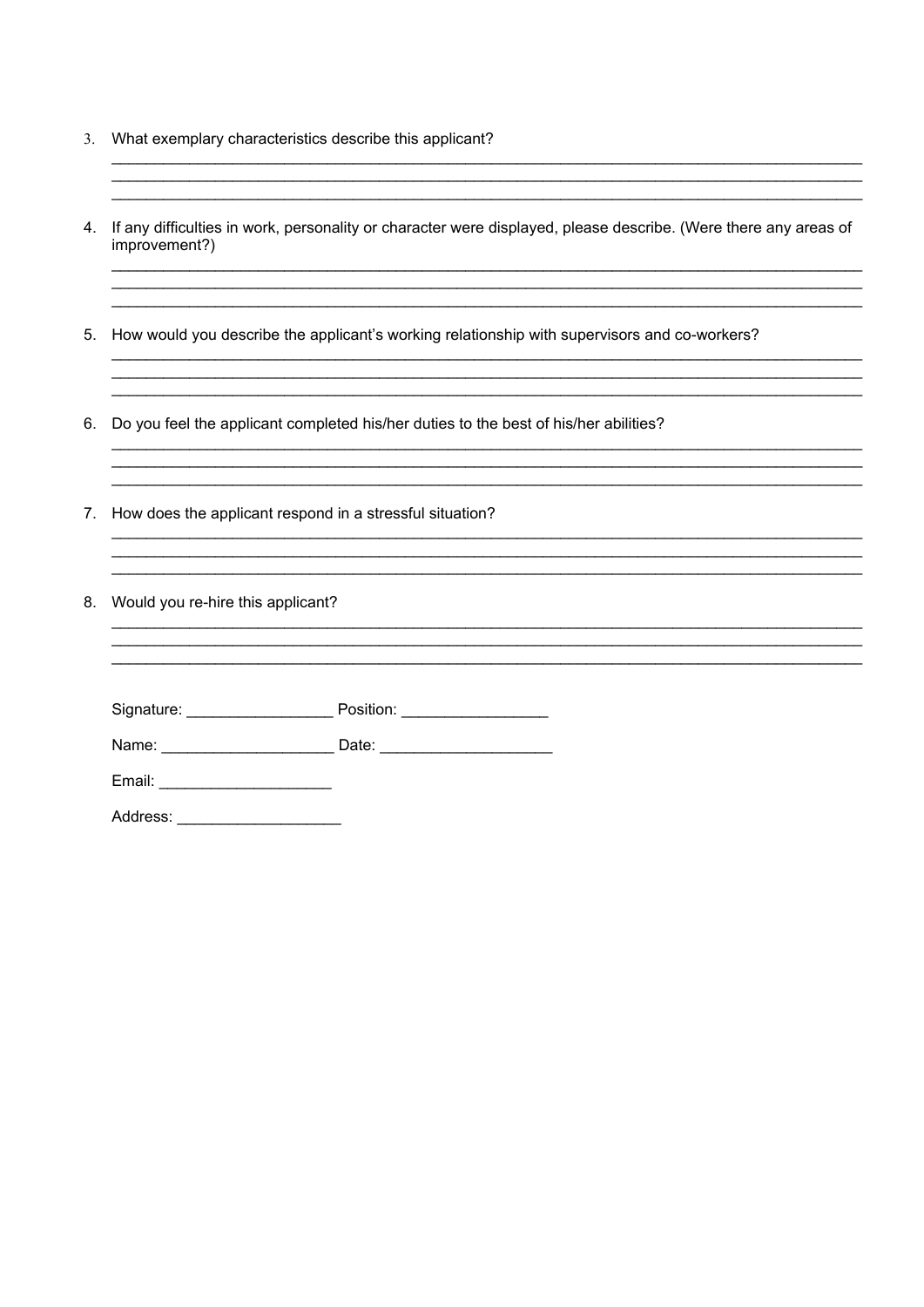3. What exemplary characteristics describe this applicant?

_______________________________________________________________________________________
_______________________________________________________________________________________
_______________________________________________________________________________________

4. If any difficulties in work, personality or character were displayed, please describe. (Were there any areas of improvement?)

_______________________________________________________________________________________
_______________________________________________________________________________________
_______________________________________________________________________________________

5. How would you describe the applicant's working relationship with supervisors and co-workers?

_______________________________________________________________________________________
_______________________________________________________________________________________
_______________________________________________________________________________________

6. Do you feel the applicant completed his/her duties to the best of his/her abilities?

_______________________________________________________________________________________
_______________________________________________________________________________________
_______________________________________________________________________________________

7. How does the applicant respond in a stressful situation?

_______________________________________________________________________________________
_______________________________________________________________________________________
_______________________________________________________________________________________

8. Would you re-hire this applicant?

_______________________________________________________________________________________
_______________________________________________________________________________________
_______________________________________________________________________________________

Signature: _________________ Position: _________________

Name: ____________________ Date: ____________________

Email: ____________________

Address: ___________________